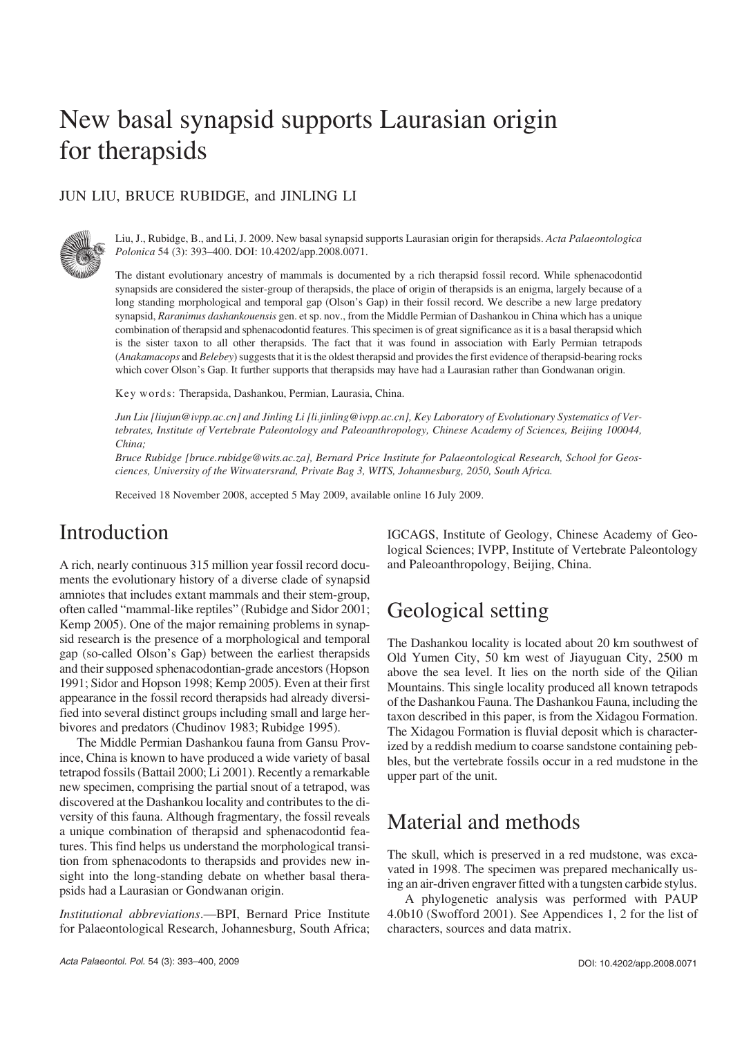# New basal synapsid supports Laurasian origin for therapsids

JUN LIU, BRUCE RUBIDGE, and JINLING LI

Liu, J., Rubidge, B., and Li, J. 2009. New basal synapsid supports Laurasian origin for therapsids. *Acta Palaeontologica Polonica* 54 (3): 393–400. DOI: 10.4202/app.2008.0071.

The distant evolutionary ancestry of mammals is documented by a rich therapsid fossil record. While sphenacodontid synapsids are considered the sister-group of therapsids, the place of origin of therapsids is an enigma, largely because of a long standing morphological and temporal gap (Olson's Gap) in their fossil record. We describe a new large predatory synapsid, *Raranimus dashankouensis* gen. et sp. nov., from the Middle Permian of Dashankou in China which has a unique combination of therapsid and sphenacodontid features. This specimen is of great significance as it is a basal therapsid which is the sister taxon to all other therapsids. The fact that it was found in association with Early Permian tetrapods (*Anakamacops* and *Belebey*) suggests that it is the oldest therapsid and provides the first evidence of therapsid-bearing rocks which cover Olson's Gap. It further supports that therapsids may have had a Laurasian rather than Gondwanan origin.

Key words: Therapsida, Dashankou, Permian, Laurasia, China.

*Jun Liu [liujun@ivpp.ac.cn] and Jinling Li [li.jinling@ivpp.ac.cn], Key Laboratory of Evolutionary Systematics of Vertebrates, Institute of Vertebrate Paleontology and Paleoanthropology, Chinese Academy of Sciences, Beijing 100044, China;*

*Bruce Rubidge [bruce.rubidge@wits.ac.za], Bernard Price Institute for Palaeontological Research, School for Geosciences, University of the Witwatersrand, Private Bag 3, WITS, Johannesburg, 2050, South Africa.*

Received 18 November 2008, accepted 5 May 2009, available online 16 July 2009.

## Introduction

A rich, nearly continuous 315 million year fossil record documents the evolutionary history of a diverse clade of synapsid amniotes that includes extant mammals and their stem-group, often called "mammal-like reptiles" (Rubidge and Sidor 2001; Kemp 2005). One of the major remaining problems in synapsid research is the presence of a morphological and temporal gap (so-called Olson's Gap) between the earliest therapsids and their supposed sphenacodontian-grade ancestors (Hopson 1991; Sidor and Hopson 1998; Kemp 2005). Even at their first appearance in the fossil record therapsids had already diversified into several distinct groups including small and large herbivores and predators (Chudinov 1983; Rubidge 1995).

The Middle Permian Dashankou fauna from Gansu Province, China is known to have produced a wide variety of basal tetrapod fossils (Battail 2000; Li 2001). Recently a remarkable new specimen, comprising the partial snout of a tetrapod, was discovered at the Dashankou locality and contributes to the diversity of this fauna. Although fragmentary, the fossil reveals a unique combination of therapsid and sphenacodontid features. This find helps us understand the morphological transition from sphenacodonts to therapsids and provides new insight into the long-standing debate on whether basal therapsids had a Laurasian or Gondwanan origin.

*Institutional abbreviations*.—BPI, Bernard Price Institute for Palaeontological Research, Johannesburg, South Africa; IGCAGS, Institute of Geology, Chinese Academy of Geological Sciences; IVPP, Institute of Vertebrate Paleontology and Paleoanthropology, Beijing, China.

## Geological setting

The Dashankou locality is located about 20 km southwest of Old Yumen City, 50 km west of Jiayuguan City, 2500 m above the sea level. It lies on the north side of the Qilian Mountains. This single locality produced all known tetrapods of the Dashankou Fauna. The Dashankou Fauna, including the taxon described in this paper, is from the Xidagou Formation. The Xidagou Formation is fluvial deposit which is characterized by a reddish medium to coarse sandstone containing pebbles, but the vertebrate fossils occur in a red mudstone in the upper part of the unit.

## Material and methods

The skull, which is preserved in a red mudstone, was excavated in 1998. The specimen was prepared mechanically using an air-driven engraver fitted with a tungsten carbide stylus.

A phylogenetic analysis was performed with PAUP 4.0b10 (Swofford 2001). See Appendices 1, 2 for the list of characters, sources and data matrix.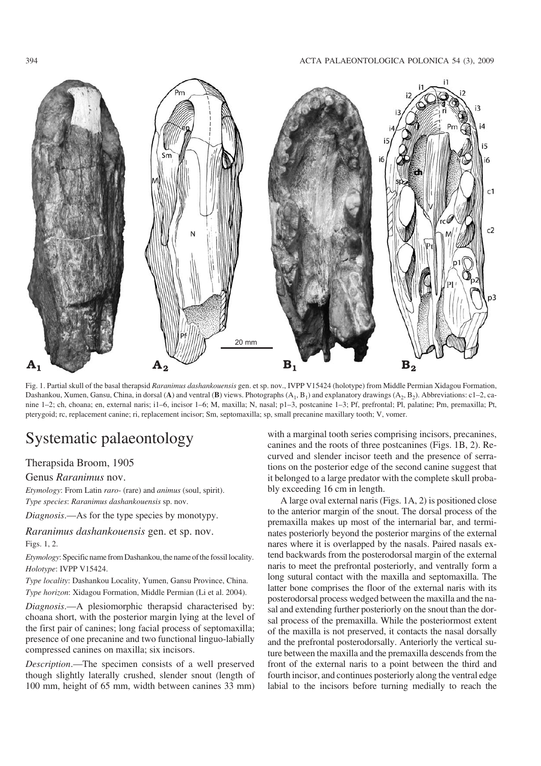Fig. 1. Partial skull of the basal therapsid *Raranimus dashankouensis* gen. et sp. nov., IVPP V15424 (holotype) from Middle Permian Xidagou Formation, Dashankou, Xumen, Gansu, China, in dorsal (**A**) and ventral (**B**) views. Photographs ($A_1$, $B_1$) and explanatory drawings ($A_2$, $B_2$). Abbreviations: c1–2, canine 1–2; ch, choana; en, external naris; i1–6, incisor 1–6; M, maxilla; N, nasal; p1–3, postcanine 1–3; Pf, prefrontal; Pl, palatine; Pm, premaxilla; Pt, pterygoid; rc, replacement canine; ri, replacement incisor; Sm, septomaxilla; sp, small precanine maxillary tooth; V, vomer.

# Systematic palaeontology

## Therapsida Broom, 1905

### Genus *Raranimus* nov.

*Etymology*: From Latin *raro-* (rare) and *animus* (soul, spirit).

*Type species*: *Raranimus dashankouensis* sp. nov.

*Diagnosis*.—As for the type species by monotypy.

### *Raranimus dashankouensis* gen. et sp. nov.

Figs. 1, 2.

*Etymology*: Specific name from Dashankou, the name of the fossil locality.

*Holotype*: IVPP V15424.

*Type locality*: Dashankou Locality, Yumen, Gansu Province, China.

*Type horizon*: Xidagou Formation, Middle Permian (Li et al. 2004).

*Diagnosis*.—A plesiomorphic therapsid characterised by: choana short, with the posterior margin lying at the level of the first pair of canines; long facial process of septomaxilla; presence of one precanine and two functional linguo-labially compressed canines on maxilla; six incisors.

*Description*.—The specimen consists of a well preserved though slightly laterally crushed, slender snout (length of 100 mm, height of 65 mm, width between canines 33 mm) with a marginal tooth series comprising incisors, precanines, canines and the roots of three postcanines (Figs. 1B, 2). Recurved and slender incisor teeth and the presence of serrations on the posterior edge of the second canine suggest that it belonged to a large predator with the complete skull probably exceeding 16 cm in length.

A large oval external naris (Figs. 1A, 2) is positioned close to the anterior margin of the snout. The dorsal process of the premaxilla makes up most of the internarial bar, and terminates posteriorly beyond the posterior margins of the external nares where it is overlapped by the nasals. Paired nasals extend backwards from the posterodorsal margin of the external naris to meet the prefrontal posteriorly, and ventrally form a long sutural contact with the maxilla and septomaxilla. The latter bone comprises the floor of the external naris with its posterodorsal process wedged between the maxilla and the nasal and extending further posteriorly on the snout than the dorsal process of the premaxilla. While the posteriormost extent of the maxilla is not preserved, it contacts the nasal dorsally and the prefrontal posterodorsally. Anteriorly the vertical suture between the maxilla and the premaxilla descends from the front of the external naris to a point between the third and fourth incisor, and continues posteriorly along the ventral edge labial to the incisors before turning medially to reach the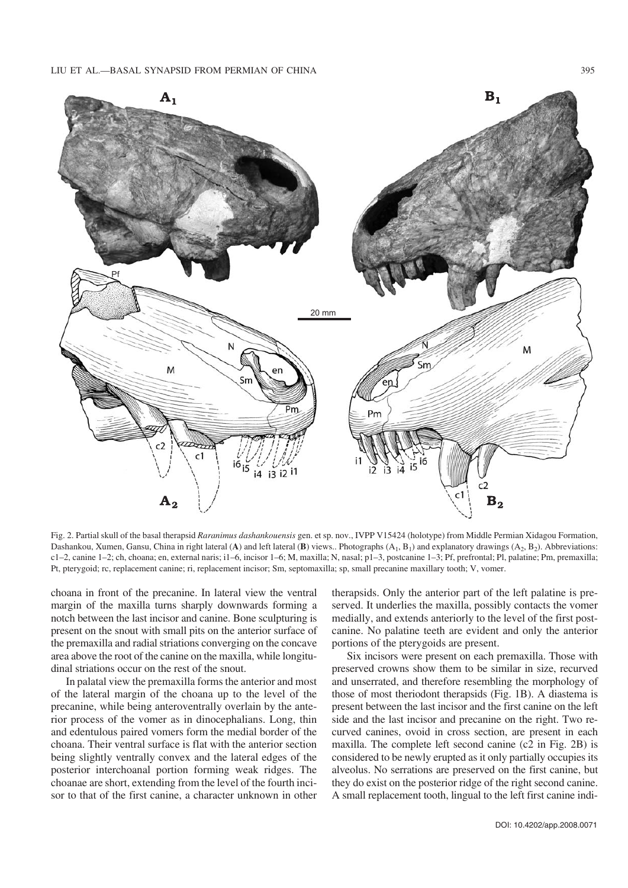Fig. 2. Partial skull of the basal therapsid *Raranimus dashankouensis* gen. et sp. nov., IVPP V15424 (holotype) from Middle Permian Xidagou Formation, Dashankou, Xumen, Gansu, China in right lateral (**A**) and left lateral (**B**) views.. Photographs ($A_1$, $B_1$) and explanatory drawings ($A_2$, $B_2$). Abbreviations: c1–2, canine 1–2; ch, choana; en, external naris; i1–6, incisor 1–6; M, maxilla; N, nasal; p1–3, postcanine 1–3; Pf, prefrontal; Pl, palatine; Pm, premaxilla; Pt, pterygoid; rc, replacement canine; ri, replacement incisor; Sm, septomaxilla; sp, small precanine maxillary tooth; V, vomer.

choana in front of the precanine. In lateral view the ventral margin of the maxilla turns sharply downwards forming a notch between the last incisor and canine. Bone sculpturing is present on the snout with small pits on the anterior surface of the premaxilla and radial striations converging on the concave area above the root of the canine on the maxilla, while longitudinal striations occur on the rest of the snout.

In palatal view the premaxilla forms the anterior and most of the lateral margin of the choana up to the level of the precanine, while being anteroventrally overlain by the anterior process of the vomer as in dinocephalians. Long, thin and edentulous paired vomers form the medial border of the choana. Their ventral surface is flat with the anterior section being slightly ventrally convex and the lateral edges of the posterior interchoanal portion forming weak ridges. The choanae are short, extending from the level of the fourth incisor to that of the first canine, a character unknown in other therapsids. Only the anterior part of the left palatine is preserved. It underlies the maxilla, possibly contacts the vomer medially, and extends anteriorly to the level of the first postcanine. No palatine teeth are evident and only the anterior portions of the pterygoids are present.

Six incisors were present on each premaxilla. Those with preserved crowns show them to be similar in size, recurved and unserrated, and therefore resembling the morphology of those of most theriodont therapsids (Fig. 1B). A diastema is present between the last incisor and the first canine on the left side and the last incisor and precanine on the right. Two recurved canines, ovoid in cross section, are present in each maxilla. The complete left second canine (c2 in Fig. 2B) is considered to be newly erupted as it only partially occupies its alveolus. No serrations are preserved on the first canine, but they do exist on the posterior ridge of the right second canine. A small replacement tooth, lingual to the left first canine indi-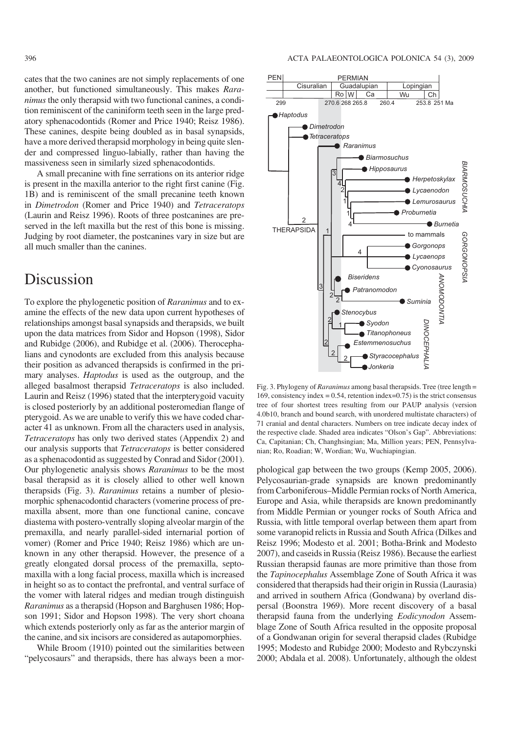cates that the two canines are not simply replacements of one another, but functioned simultaneously. This makes *Raranimus* the only therapsid with two functional canines, a condition reminiscent of the caniniform teeth seen in the large predatory sphenacodontids (Romer and Price 1940; Reisz 1986). These canines, despite being doubled as in basal synapsids, have a more derived therapsid morphology in being quite slender and compressed linguo-labially, rather than having the massiveness seen in similarly sized sphenacodontids.

A small precanine with fine serrations on its anterior ridge is present in the maxilla anterior to the right first canine (Fig. 1B) and is reminiscent of the small precanine teeth known in *Dimetrodon* (Romer and Price 1940) and *Tetraceratops* (Laurin and Reisz 1996). Roots of three postcanines are preserved in the left maxilla but the rest of this bone is missing. Judging by root diameter, the postcanines vary in size but are all much smaller than the canines.

# Discussion

To explore the phylogenetic position of *Raranimus* and to examine the effects of the new data upon current hypotheses of relationships amongst basal synapsids and therapsids, we built upon the data matrices from Sidor and Hopson (1998), Sidor and Rubidge (2006), and Rubidge et al. (2006). Therocephalians and cynodonts are excluded from this analysis because their position as advanced therapsids is confirmed in the primary analyses. *Haptodus* is used as the outgroup, and the alleged basalmost therapsid *Tetraceratops* is also included. Laurin and Reisz (1996) stated that the interpterygoid vacuity is closed posteriorly by an additional posteromedian flange of pterygoid. As we are unable to verify this we have coded character 41 as unknown. From all the characters used in analysis, *Tetraceratops* has only two derived states (Appendix 2) and our analysis supports that *Tetraceratops* is better considered as a sphenacodontid as suggested by Conrad and Sidor (2001). Our phylogenetic analysis shows *Raranimus* to be the most basal therapsid as it is closely allied to other well known therapsids (Fig. 3). *Raranimus* retains a number of plesiomorphic sphenacodontid characters (vomerine process of premaxilla absent, more than one functional canine, concave diastema with postero-ventrally sloping alveolar margin of the premaxilla, and nearly parallel-sided internarial portion of vomer) (Romer and Price 1940; Reisz 1986) which are unknown in any other therapsid. However, the presence of a greatly elongated dorsal process of the premaxilla, septomaxilla with a long facial process, maxilla which is increased in height so as to contact the prefrontal, and ventral surface of the vomer with lateral ridges and median trough distinguish *Raranimus* as a therapsid (Hopson and Barghusen 1986; Hopson 1991; Sidor and Hopson 1998). The very short choana which extends posteriorly only as far as the anterior margin of the canine, and six incisors are considered as autapomorphies.

While Broom (1910) pointed out the similarities between "pelycosaurs" and therapsids, there has always been a morphological gap between the two groups (Kemp 2005, 2006). Pelycosaurian-grade synapsids are known predominantly from Carboniferous–Middle Permian rocks of North America, Europe and Asia, while therapsids are known predominantly from Middle Permian or younger rocks of South Africa and Russia, with little temporal overlap between them apart from some varanopid relicts in Russia and South Africa (Dilkes and Reisz 1996; Modesto et al. 2001; Botha-Brink and Modesto 2007), and caseids in Russia (Reisz 1986). Because the earliest Russian therapsid faunas are more primitive than those from the *Tapinocephalus* Assemblage Zone of South Africa it was considered that therapsids had their origin in Russia (Laurasia) and arrived in southern Africa (Gondwana) by overland dispersal (Boonstra 1969). More recent discovery of a basal therapsid fauna from the underlying *Eodicynodon* Assemblage Zone of South Africa resulted in the opposite proposal of a Gondwanan origin for several therapsid clades (Rubidge 1995; Modesto and Rubidge 2000; Modesto and Rybczynski 2000; Abdala et al. 2008). Unfortunately, although the oldest

Fig. 3. Phylogeny of *Raranimus* among basal therapsids. Tree (tree length = 169, consistency index = 0.54, retention index=0.75) is the strict consensus tree of four shortest trees resulting from our PAUP analysis (version 4.0b10, branch and bound search, with unordered multistate characters) of 71 cranial and dental characters. Numbers on tree indicate decay index of the respective clade. Shaded area indicates "Olson's Gap". Abbreviations: Ca, Capitanian; Ch, Changhsingian; Ma, Million years; PEN, Pennsylvanian; Ro, Roadian; W, Wordian; Wu, Wuchiapingian.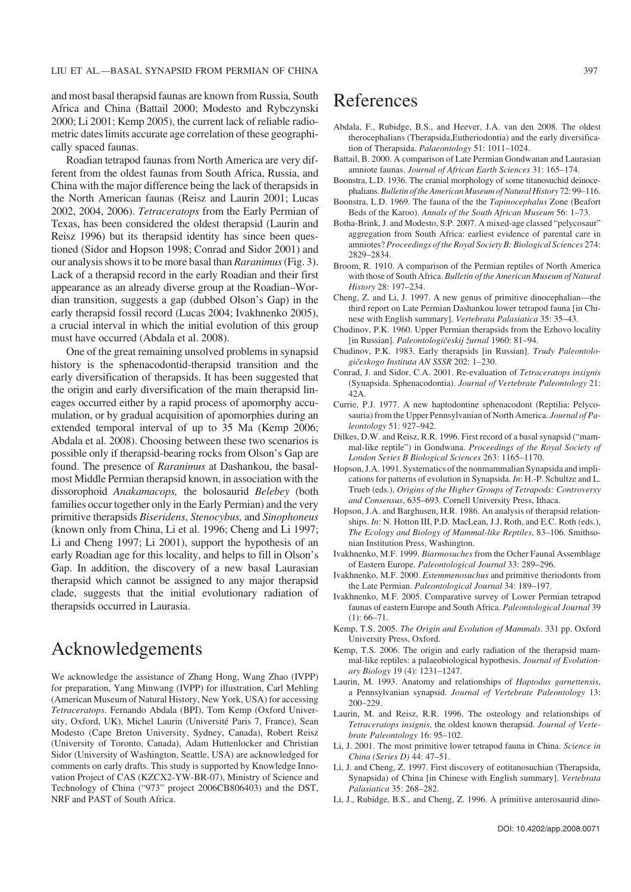and most basal therapsid faunas are known from Russia, South Africa and China (Battail 2000; Modesto and Rybczynski 2000; Li 2001; Kemp 2005), the current lack of reliable radiometric dates limits accurate age correlation of these geographically spaced faunas.

Roadian tetrapod faunas from North America are very different from the oldest faunas from South Africa, Russia, and China with the major difference being the lack of therapsids in the North American faunas (Reisz and Laurin 2001; Lucas 2002, 2004, 2006). *Tetraceratops* from the Early Permian of Texas, has been considered the oldest therapsid (Laurin and Reisz 1996) but its therapsid identity has since been questioned (Sidor and Hopson 1998; Conrad and Sidor 2001) and our analysis shows it to be more basal than *Raranimus* (Fig. 3). Lack of a therapsid record in the early Roadian and their first appearance as an already diverse group at the Roadian–Wordian transition, suggests a gap (dubbed Olson's Gap) in the early therapsid fossil record (Lucas 2004; Ivakhnenko 2005), a crucial interval in which the initial evolution of this group must have occurred (Abdala et al. 2008).

One of the great remaining unsolved problems in synapsid history is the sphenacodontid-therapsid transition and the early diversification of therapsids. It has been suggested that the origin and early diversification of the main therapsid lineages occurred either by a rapid process of apomorphy accumulation, or by gradual acquisition of apomorphies during an extended temporal interval of up to 35 Ma (Kemp 2006; Abdala et al. 2008). Choosing between these two scenarios is possible only if therapsid-bearing rocks from Olson's Gap are found. The presence of *Raranimus* at Dashankou, the basalmost Middle Permian therapsid known, in association with the dissorophoid *Anakamacops,* the bolosaurid *Belebey* (both families occur together only in the Early Permian) and the very primitive therapsids *Biseridens*, *Stenocybus,* and *Sinophoneus* (known only from China, Li et al. 1996; Cheng and Li 1997; Li and Cheng 1997; Li 2001), support the hypothesis of an early Roadian age for this locality, and helps to fill in Olson's Gap. In addition, the discovery of a new basal Laurasian therapsid which cannot be assigned to any major therapsid clade, suggests that the initial evolutionary radiation of therapsids occurred in Laurasia.

# Acknowledgements

We acknowledge the assistance of Zhang Hong, Wang Zhao (IVPP) for preparation, Yang Minwang (IVPP) for illustration, Carl Mehling (American Museum of Natural History, New York, USA) for accessing *Tetraceratops*. Fernando Abdala (BPI), Tom Kemp (Oxford University, Oxford, UK), Michel Laurin (Université Paris 7, France), Sean Modesto (Cape Breton University, Sydney, Canada), Robert Reisz (University of Toronto, Canada), Adam Huttenlocker and Christian Sidor (University of Washington, Seattle, USA) are acknowledged for comments on early drafts. This study is supported by Knowledge Innovation Project of CAS (KZCX2-YW-BR-07), Ministry of Science and Technology of China ("973" project 2006CB806403) and the DST, NRF and PAST of South Africa.

# References

Abdala, F., Rubidge, B.S., and Heever, J.A. van den 2008. The oldest therocephalians (Therapsida,Eutheriodontia) and the early diversification of Therapsida. *Palaeontology* 51: 1011–1024.

Battail, B. 2000. A comparison of Late Permian Gondwanan and Laurasian amniote faunas. *Journal of African Earth Sciences* 31: 165–174.

Boonstra, L.D. 1936. The cranial morphology of some titanosuchid deinocephalians. *Bulletin of the American Museum of Natural History* 72: 99–116.

Boonstra, L.D. 1969. The fauna of the the *Tapinocephalus* Zone (Beafort Beds of the Karoo). *Annals of the South African Museum* 56: 1–73.

Botha-Brink, J. and Modesto, S.P. 2007. A mixed-age classed "pelycosaur" aggregation from South Africa: earliest evidence of parental care in amniotes? *Proceedings of the Royal Society B: Biological Sciences* 274: 2829–2834.

Broom, R. 1910. A comparison of the Permian reptiles of North America with those of South Africa. *Bulletin of the American Museum of Natural History* 28: 197–234.

Cheng, Z. and Li, J. 1997. A new genus of primitive dinocephalian—the third report on Late Permian Dashankou lower tetrapod fauna [in Chinese with English summary]. *Vertebrata Palasiatica* 35: 35–43.

Chudinov, P.K. 1960. Upper Permian therapsids from the Ezhovo locality [in Russian]. *Paleontologičeskij žurnal* 1960: 81–94.

Chudinov, P.K. 1983. Early therapsids [in Russian]. *Trudy Paleontologičeskogo Instituta AN SSSR* 202: 1–230.

Conrad, J. and Sidor, C.A. 2001. Re-evaluation of *Tetraceratops insignis* (Synapsida. Sphenacodontia). *Journal of Vertebrate Paleontology* 21: 42A.

Currie, P.J. 1977. A new haptodontine sphenacodont (Reptilia: Pelycosauria) from the Upper Pennsylvanian of North America. *Journal of Paleontology* 51: 927–942.

Dilkes, D.W. and Reisz, R.R. 1996. First record of a basal synapsid ("mammal-like reptile") in Gondwana. *Proceedings of the Royal Society of London Series B Biological Sciences* 263: 1165–1170.

Hopson, J.A. 1991. Systematics of the nonmammalian Synapsida and implications for patterns of evolution in Synapsida. *In*: H.-P. Schultze and L. Trueb (eds.), *Origins of the Higher Groups of Tetrapods: Controversy and Consensus*, 635–693. Cornell University Press, Ithaca.

Hopson, J.A. and Barghusen, H.R. 1986. An analysis of therapsid relationships. *In*: N. Hotton III, P.D. MacLean, J.J. Roth, and E.C. Roth (eds.), *The Ecology and Biology of Mammal-like Reptiles*, 83–106. Smithsonian Institution Press, Washington.

Ivakhnenko, M.F. 1999. *Biarmosuches* from the Ocher Faunal Assemblage of Eastern Europe. *Paleontological Journal* 33: 289–296.

Ivakhnenko, M.F. 2000. *Estemmenosuchus* and primitive theriodonts from the Late Permian. *Paleontological Journal* 34: 189–197.

Ivakhnenko, M.F. 2005. Comparative survey of Lower Permian tetrapod faunas of eastern Europe and South Africa. *Paleontological Journal* 39 (1): 66–71.

Kemp, T.S. 2005. *The Origin and Evolution of Mammals*. 331 pp. Oxford University Press, Oxford.

Kemp, T.S. 2006. The origin and early radiation of the therapsid mammal-like reptiles: a palaeobiological hypothesis. *Journal of Evolutionary Biology* 19 (4): 1231–1247.

Laurin, M. 1993. Anatomy and relationships of *Haptodus garnettensis*, a Pennsylvanian synapsid. *Journal of Vertebrate Paleontology* 13: 200–229.

Laurin, M. and Reisz, R.R. 1996. The osteology and relationships of *Tetraceratops insignis*, the oldest known therapsid. *Journal of Vertebrate Paleontology* 16: 95–102.

Li, J. 2001. The most primitive lower tetrapod fauna in China. *Science in China (Series D)* 44: 47–51.

Li, J. and Cheng, Z. 1997. First discovery of eotitanosuchian (Therapsida, Synapsida) of China [in Chinese with English summary]. *Vertebrata Palasiatica* 35: 268–282.

Li, J., Rubidge, B.S., and Cheng, Z. 1996. A primitive anterosaurid dino-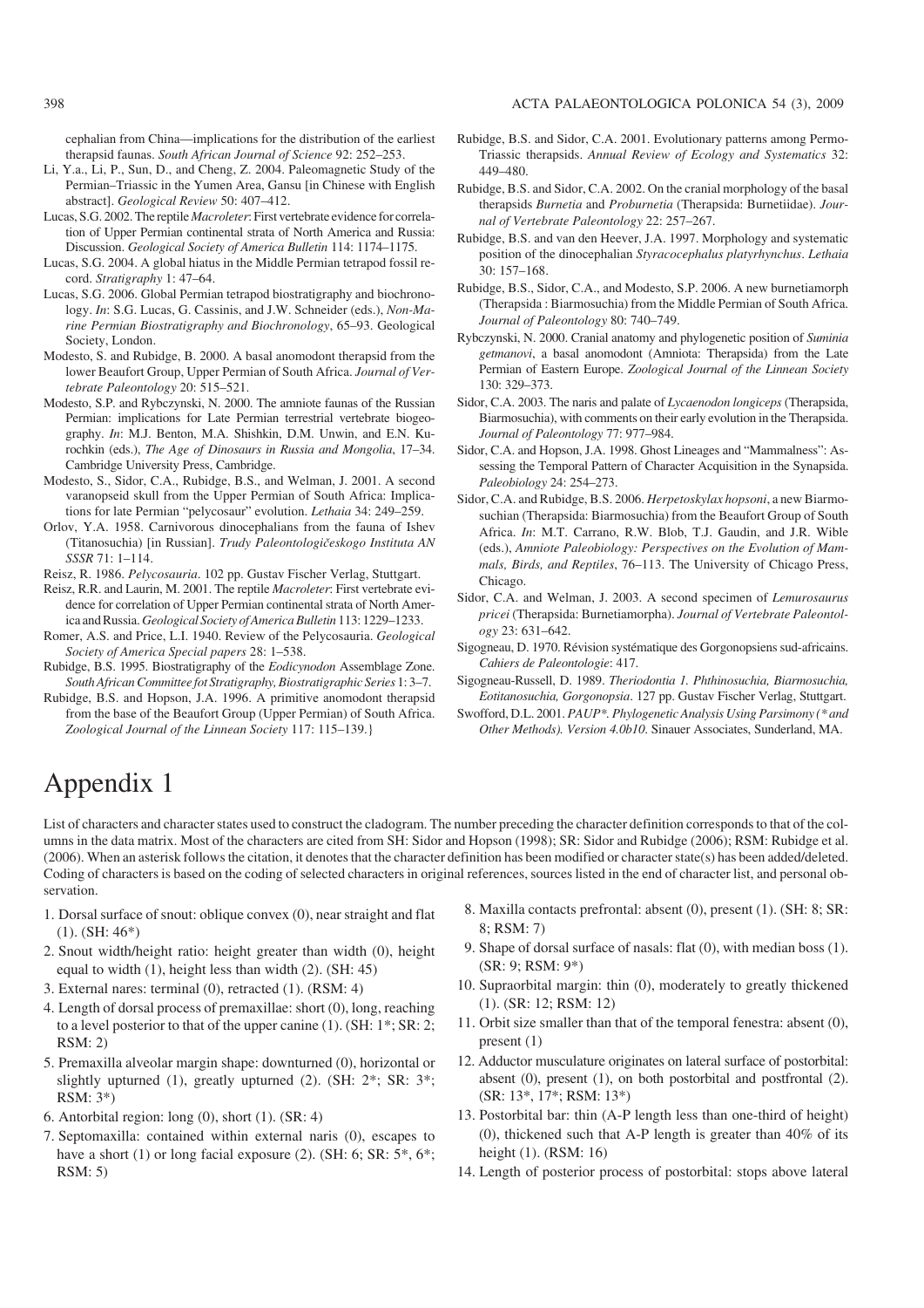cephalian from China—implications for the distribution of the earliest therapsid faunas. *South African Journal of Science* 92: 252–253.

Li, Y.a., Li, P., Sun, D., and Cheng, Z. 2004. Paleomagnetic Study of the Permian–Triassic in the Yumen Area, Gansu [in Chinese with English abstract]. *Geological Review* 50: 407–412.

Lucas, S.G. 2002. The reptile *Macroleter*: First vertebrate evidence for correlation of Upper Permian continental strata of North America and Russia: Discussion. *Geological Society of America Bulletin* 114: 1174–1175.

Lucas, S.G. 2004. A global hiatus in the Middle Permian tetrapod fossil record. *Stratigraphy* 1: 47–64.

Lucas, S.G. 2006. Global Permian tetrapod biostratigraphy and biochronology. *In*: S.G. Lucas, G. Cassinis, and J.W. Schneider (eds.), *Non-Marine Permian Biostratigraphy and Biochronology*, 65–93. Geological Society, London.

Modesto, S. and Rubidge, B. 2000. A basal anomodont therapsid from the lower Beaufort Group, Upper Permian of South Africa. *Journal of Vertebrate Paleontology* 20: 515–521.

Modesto, S.P. and Rybczynski, N. 2000. The amniote faunas of the Russian Permian: implications for Late Permian terrestrial vertebrate biogeography. *In*: M.J. Benton, M.A. Shishkin, D.M. Unwin, and E.N. Kurochkin (eds.), *The Age of Dinosaurs in Russia and Mongolia*, 17–34. Cambridge University Press, Cambridge.

Modesto, S., Sidor, C.A., Rubidge, B.S., and Welman, J. 2001. A second varanopseid skull from the Upper Permian of South Africa: Implications for late Permian "pelycosaur" evolution. *Lethaia* 34: 249–259.

Orlov, Y.A. 1958. Carnivorous dinocephalians from the fauna of Ishev (Titanosuchia) [in Russian]. *Trudy Paleontologičeskogo Instituta AN SSSR* 71: 1–114.

Reisz, R. 1986. *Pelycosauria*. 102 pp. Gustav Fischer Verlag, Stuttgart.

Reisz, R.R. and Laurin, M. 2001. The reptile *Macroleter*: First vertebrate evidence for correlation of Upper Permian continental strata of North America and Russia. *Geological Society of America Bulletin* 113: 1229–1233.

Romer, A.S. and Price, L.I. 1940. Review of the Pelycosauria. *Geological Society of America Special papers* 28: 1–538.

Rubidge, B.S. 1995. Biostratigraphy of the *Eodicynodon* Assemblage Zone. *South African Committee fot Stratigraphy, Biostratigraphic Series* 1: 3–7.

Rubidge, B.S. and Hopson, J.A. 1996. A primitive anomodont therapsid from the base of the Beaufort Group (Upper Permian) of South Africa. *Zoological Journal of the Linnean Society* 117: 115–139.}

Rubidge, B.S. and Sidor, C.A. 2001. Evolutionary patterns among Permo-Triassic therapsids. *Annual Review of Ecology and Systematics* 32: 449–480.

Rubidge, B.S. and Sidor, C.A. 2002. On the cranial morphology of the basal therapsids *Burnetia* and *Proburnetia* (Therapsida: Burnetiidae). *Journal of Vertebrate Paleontology* 22: 257–267.

Rubidge, B.S. and van den Heever, J.A. 1997. Morphology and systematic position of the dinocephalian *Styracocephalus platyrhynchus*. *Lethaia* 30: 157–168.

Rubidge, B.S., Sidor, C.A., and Modesto, S.P. 2006. A new burnetiamorph (Therapsida : Biarmosuchia) from the Middle Permian of South Africa. *Journal of Paleontology* 80: 740–749.

Rybczynski, N. 2000. Cranial anatomy and phylogenetic position of *Suminia getmanovi*, a basal anomodont (Amniota: Therapsida) from the Late Permian of Eastern Europe. *Zoological Journal of the Linnean Society* 130: 329–373.

Sidor, C.A. 2003. The naris and palate of *Lycaenodon longiceps* (Therapsida, Biarmosuchia), with comments on their early evolution in the Therapsida. *Journal of Paleontology* 77: 977–984.

Sidor, C.A. and Hopson, J.A. 1998. Ghost Lineages and "Mammalness": Assessing the Temporal Pattern of Character Acquisition in the Synapsida. *Paleobiology* 24: 254–273.

Sidor, C.A. and Rubidge, B.S. 2006. *Herpetoskylax hopsoni*, a new Biarmosuchian (Therapsida: Biarmosuchia) from the Beaufort Group of South Africa. *In*: M.T. Carrano, R.W. Blob, T.J. Gaudin, and J.R. Wible (eds.), *Amniote Paleobiology: Perspectives on the Evolution of Mammals, Birds, and Reptiles*, 76–113. The University of Chicago Press, Chicago.

Sidor, C.A. and Welman, J. 2003. A second specimen of *Lemurosaurus pricei* (Therapsida: Burnetiamorpha). *Journal of Vertebrate Paleontology* 23: 631–642.

Sigogneau, D. 1970. Révision systématique des Gorgonopsiens sud-africains. *Cahiers de Paleontologie*: 417.

Sigogneau-Russell, D. 1989. *Theriodontia 1. Phthinosuchia, Biarmosuchia, Eotitanosuchia, Gorgonopsia*. 127 pp. Gustav Fischer Verlag, Stuttgart.

Swofford, D.L. 2001. *PAUP\*. Phylogenetic Analysis Using Parsimony (\* and Other Methods). Version 4.0b10*. Sinauer Associates, Sunderland, MA.

# Appendix 1

List of characters and character states used to construct the cladogram. The number preceding the character definition corresponds to that of the columns in the data matrix. Most of the characters are cited from SH: Sidor and Hopson (1998); SR: Sidor and Rubidge (2006); RSM: Rubidge et al. (2006). When an asterisk follows the citation, it denotes that the character definition has been modified or character state(s) has been added/deleted. Coding of characters is based on the coding of selected characters in original references, sources listed in the end of character list, and personal observation.

1. Dorsal surface of snout: oblique convex (0), near straight and flat (1). (SH: 46*)
2. Snout width/height ratio: height greater than width (0), height equal to width (1), height less than width (2). (SH: 45)
3. External nares: terminal (0), retracted (1). (RSM: 4)
4. Length of dorsal process of premaxillae: short (0), long, reaching to a level posterior to that of the upper canine (1). (SH: 1*; SR: 2; RSM: 2)
5. Premaxilla alveolar margin shape: downturned (0), horizontal or slightly upturned (1), greatly upturned (2). (SH: 2*; SR: 3*; RSM: 3*)
6. Antorbital region: long (0), short (1). (SR: 4)
7. Septomaxilla: contained within external naris (0), escapes to have a short (1) or long facial exposure (2). (SH: 6; SR: 5*, 6*; RSM: 5)
8. Maxilla contacts prefrontal: absent (0), present (1). (SH: 8; SR: 8; RSM: 7)
9. Shape of dorsal surface of nasals: flat (0), with median boss (1). (SR: 9; RSM: 9*)
10. Supraorbital margin: thin (0), moderately to greatly thickened (1). (SR: 12; RSM: 12)
11. Orbit size smaller than that of the temporal fenestra: absent (0), present (1)
12. Adductor musculature originates on lateral surface of postorbital: absent (0), present (1), on both postorbital and postfrontal (2). (SR: 13*, 17*; RSM: 13*)
13. Postorbital bar: thin (A-P length less than one-third of height) (0), thickened such that A-P length is greater than 40% of its height (1). (RSM: 16)
14. Length of posterior process of postorbital: stops above lateral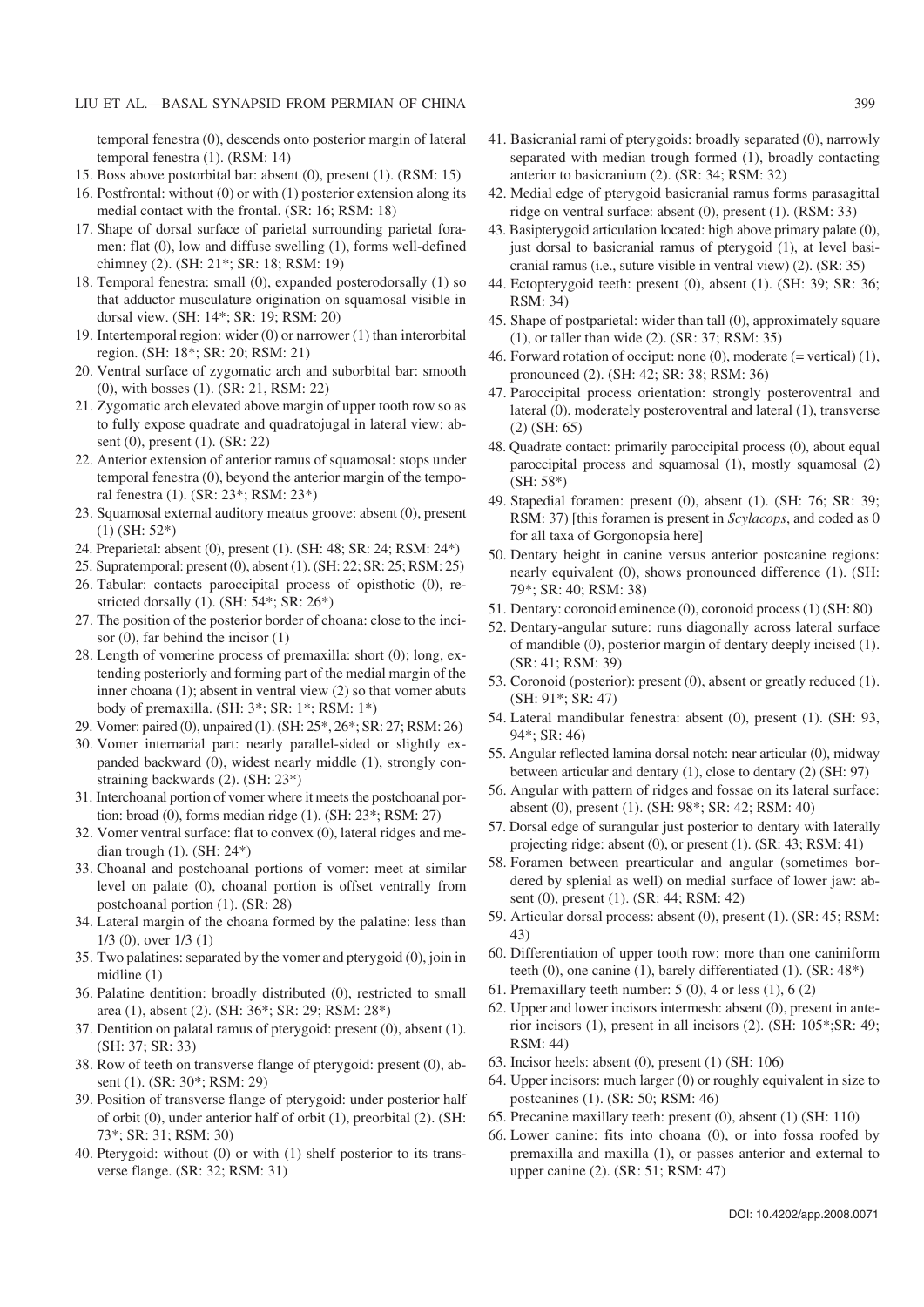temporal fenestra (0), descends onto posterior margin of lateral temporal fenestra (1). (RSM: 14)

15. Boss above postorbital bar: absent (0), present (1). (RSM: 15)
16. Postfrontal: without (0) or with (1) posterior extension along its medial contact with the frontal. (SR: 16; RSM: 18)
17. Shape of dorsal surface of parietal surrounding parietal foramen: flat (0), low and diffuse swelling (1), forms well-defined chimney (2). (SH: 21*; SR: 18; RSM: 19)
18. Temporal fenestra: small (0), expanded posterodorsally (1) so that adductor musculature origination on squamosal visible in dorsal view. (SH: 14*; SR: 19; RSM: 20)
19. Intertemporal region: wider (0) or narrower (1) than interorbital region. (SH: 18*; SR: 20; RSM: 21)
20. Ventral surface of zygomatic arch and suborbital bar: smooth (0), with bosses (1). (SR: 21, RSM: 22)
21. Zygomatic arch elevated above margin of upper tooth row so as to fully expose quadrate and quadratojugal in lateral view: absent (0), present (1). (SR: 22)
22. Anterior extension of anterior ramus of squamosal: stops under temporal fenestra (0), beyond the anterior margin of the temporal fenestra (1). (SR: 23*; RSM: 23*)
23. Squamosal external auditory meatus groove: absent (0), present (1) (SH: 52*)
24. Preparietal: absent (0), present (1). (SH: 48; SR: 24; RSM: 24*)
25. Supratemporal: present (0), absent (1). (SH: 22; SR: 25; RSM: 25)
26. Tabular: contacts paroccipital process of opisthotic (0), restricted dorsally (1). (SH: 54*; SR: 26*)
27. The position of the posterior border of choana: close to the incisor (0), far behind the incisor (1)
28. Length of vomerine process of premaxilla: short (0); long, extending posteriorly and forming part of the medial margin of the inner choana (1); absent in ventral view (2) so that vomer abuts body of premaxilla. (SH: 3*; SR: 1*; RSM: 1*)
29. Vomer: paired (0), unpaired (1). (SH: 25*, 26*; SR: 27; RSM: 26)
30. Vomer internarial part: nearly parallel-sided or slightly expanded backward (0), widest nearly middle (1), strongly constraining backwards (2). (SH: 23*)
31. Interchoanal portion of vomer where it meets the postchoanal portion: broad (0), forms median ridge (1). (SH: 23*; RSM: 27)
32. Vomer ventral surface: flat to convex (0), lateral ridges and median trough (1). (SH: 24*)
33. Choanal and postchoanal portions of vomer: meet at similar level on palate (0), choanal portion is offset ventrally from postchoanal portion (1). (SR: 28)
34. Lateral margin of the choana formed by the palatine: less than 1/3 (0), over 1/3 (1)
35. Two palatines: separated by the vomer and pterygoid (0), join in midline (1)
36. Palatine dentition: broadly distributed (0), restricted to small area (1), absent (2). (SH: 36*; SR: 29; RSM: 28*)
37. Dentition on palatal ramus of pterygoid: present (0), absent (1). (SH: 37; SR: 33)
38. Row of teeth on transverse flange of pterygoid: present (0), absent (1). (SR: 30*; RSM: 29)
39. Position of transverse flange of pterygoid: under posterior half of orbit (0), under anterior half of orbit (1), preorbital (2). (SH: 73*; SR: 31; RSM: 30)
40. Pterygoid: without (0) or with (1) shelf posterior to its transverse flange. (SR: 32; RSM: 31)
41. Basicranial rami of pterygoids: broadly separated (0), narrowly separated with median trough formed (1), broadly contacting anterior to basicranium (2). (SR: 34; RSM: 32)
42. Medial edge of pterygoid basicranial ramus forms parasagittal ridge on ventral surface: absent (0), present (1). (RSM: 33)
43. Basipterygoid articulation located: high above primary palate (0), just dorsal to basicranial ramus of pterygoid (1), at level basicranial ramus (i.e., suture visible in ventral view) (2). (SR: 35)
44. Ectopterygoid teeth: present (0), absent (1). (SH: 39; SR: 36; RSM: 34)
45. Shape of postparietal: wider than tall (0), approximately square (1), or taller than wide (2). (SR: 37; RSM: 35)
46. Forward rotation of occiput: none (0), moderate (= vertical) (1), pronounced (2). (SH: 42; SR: 38; RSM: 36)
47. Paroccipital process orientation: strongly posteroventral and lateral (0), moderately posteroventral and lateral (1), transverse (2) (SH: 65)
48. Quadrate contact: primarily paroccipital process (0), about equal paroccipital process and squamosal (1), mostly squamosal (2) (SH: 58*)
49. Stapedial foramen: present (0), absent (1). (SH: 76; SR: 39; RSM: 37) [this foramen is present in *Scylacops*, and coded as 0 for all taxa of Gorgonopsia here]
50. Dentary height in canine versus anterior postcanine regions: nearly equivalent (0), shows pronounced difference (1). (SH: 79*; SR: 40; RSM: 38)
51. Dentary: coronoid eminence (0), coronoid process (1) (SH: 80)
52. Dentary-angular suture: runs diagonally across lateral surface of mandible (0), posterior margin of dentary deeply incised (1). (SR: 41; RSM: 39)
53. Coronoid (posterior): present (0), absent or greatly reduced (1). (SH: 91*; SR: 47)
54. Lateral mandibular fenestra: absent (0), present (1). (SH: 93, 94*; SR: 46)
55. Angular reflected lamina dorsal notch: near articular (0), midway between articular and dentary (1), close to dentary (2) (SH: 97)
56. Angular with pattern of ridges and fossae on its lateral surface: absent (0), present (1). (SH: 98*; SR: 42; RSM: 40)
57. Dorsal edge of surangular just posterior to dentary with laterally projecting ridge: absent (0), or present (1). (SR: 43; RSM: 41)
58. Foramen between prearticular and angular (sometimes bordered by splenial as well) on medial surface of lower jaw: absent (0), present (1). (SR: 44; RSM: 42)
59. Articular dorsal process: absent (0), present (1). (SR: 45; RSM: 43)
60. Differentiation of upper tooth row: more than one caniniform teeth (0), one canine (1), barely differentiated (1). (SR: 48*)
61. Premaxillary teeth number: 5 (0), 4 or less (1), 6 (2)
62. Upper and lower incisors intermesh: absent (0), present in anterior incisors (1), present in all incisors (2). (SH: 105*;SR: 49; RSM: 44)
63. Incisor heels: absent (0), present (1) (SH: 106)
64. Upper incisors: much larger (0) or roughly equivalent in size to postcanines (1). (SR: 50; RSM: 46)
65. Precanine maxillary teeth: present (0), absent (1) (SH: 110)
66. Lower canine: fits into choana (0), or into fossa roofed by premaxilla and maxilla (1), or passes anterior and external to upper canine (2). (SR: 51; RSM: 47)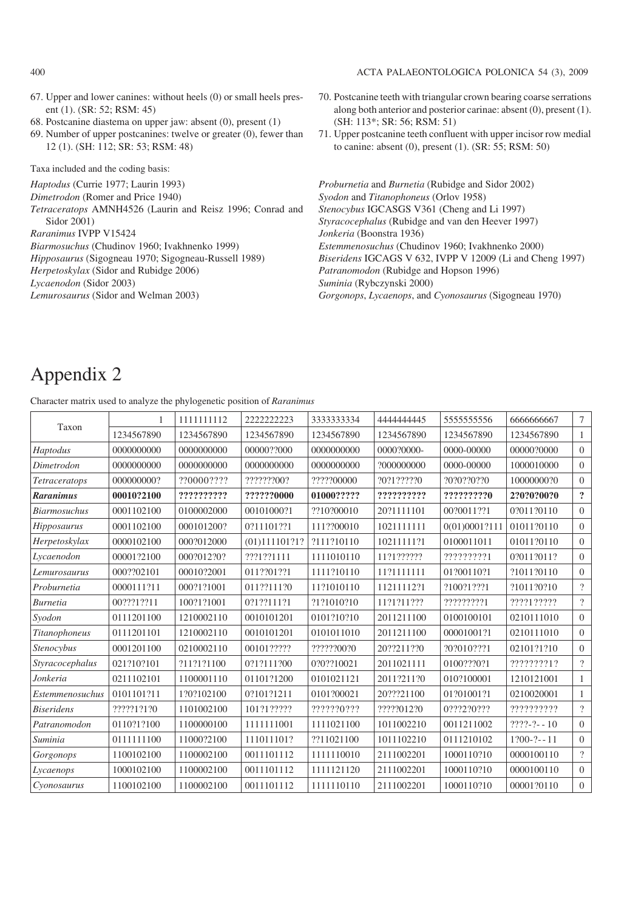67. Upper and lower canines: without heels (0) or small heels present (1). (SR: 52; RSM: 45)
68. Postcanine diastema on upper jaw: absent (0), present (1)
69. Number of upper postcanines: twelve or greater (0), fewer than 12 (1). (SH: 112; SR: 53; RSM: 48)
70. Postcanine teeth with triangular crown bearing coarse serrations along both anterior and posterior carinae: absent (0), present (1). (SH: 113*; SR: 56; RSM: 51)
71. Upper postcanine teeth confluent with upper incisor row medial to canine: absent (0), present (1). (SR: 55; RSM: 50)

Taxa included and the coding basis:

*Haptodus* (Currie 1977; Laurin 1993)
*Dimetrodon* (Romer and Price 1940)
*Tetraceratops* AMNH4526 (Laurin and Reisz 1996; Conrad and Sidor 2001)
*Raranimus* IVPP V15424
*Biarmosuchus* (Chudinov 1960; Ivakhnenko 1999)
*Hipposaurus* (Sigogneau 1970; Sigogneau-Russell 1989)
*Herpetoskylax* (Sidor and Rubidge 2006)
*Lycaenodon* (Sidor 2003)
*Lemurosaurus* (Sidor and Welman 2003)
*Proburnetia* and *Burnetia* (Rubidge and Sidor 2002)
*Syodon* and *Titanophoneus* (Orlov 1958)
*Stenocybus* IGCASGS V361 (Cheng and Li 1997)
*Styracocephalus* (Rubidge and van den Heever 1997)
*Jonkeria* (Boonstra 1936)
*Estemmenosuchus* (Chudinov 1960; Ivakhnenko 2000)
*Biseridens* IGCAGS V 632, IVPP V 12009 (Li and Cheng 1997)
*Patranomodon* (Rubidge and Hopson 1996)
*Suminia* (Rybczynski 2000)
*Gorgonops*, *Lycaenops*, and *Cyonosaurus* (Sigogneau 1970)

# Appendix 2

Character matrix used to analyze the phylogenetic position of *Raranimus*

| Taxon | 1<br>1234567890 | 1111111112<br>1234567890 | 2222222223<br>1234567890 | 3333333334<br>1234567890 | 4444444445<br>1234567890 | 5555555556<br>1234567890 | 6666666667<br>1234567890 | 7<br>1 |
|---|---|---|---|---|---|---|---|---|
| *Haptodus* | 0000000000 | 0000000000 | 00000??000 | 0000000000 | 0000?0000- | 0000-00000 | 00000?0000 | 0 |
| *Dimetrodon* | 0000000000 | 0000000000 | 0000000000 | 0000000000 | ?000000000 | 0000-00000 | 1000010000 | 0 |
| *Tetraceratops* | 000000000? | ??0000???? | ??????00? | ?????00000 | ?0?1?????0 | ?0?0??0??0 | 10000000?0 | 0 |
| ***Raranimus*** | **00010?2100** | **??????????** | **??????0000** | **01000?????** | **??????????** | **?????????0** | **2?0?0?00?0** | **?** |
| *Biarmosuchus* | 0001102100 | 0100002000 | 00101000?1 | ??10?00010 | 20?1111101 | 00?0011??1 | 0?011?0110 | 0 |
| *Hipposaurus* | 0001102100 | 000101200? | 0?11101??1 | 111??00010 | 1021111111 | 0(01)0001?111 | 01011?0110 | 0 |
| *Herpetoskylax* | 0000102100 | 000?012000 | (01)111101?1? | ?111?10110 | 10211111?1 | 0100011011 | 01011?0110 | 0 |
| *Lycaenodon* | 00001?2100 | 000?012?0? | ???1??1111 | 1111010110 | 11?1?????? | ?????????1 | 0?011?011? | 0 |
| *Lemurosaurus* | 000??02101 | 00010?2001 | 011??01??1 | 1111?10110 | 11?1111111 | 01?00110?1 | ?1011?0110 | 0 |
| *Proburnetia* | 0000111?11 | 000?1?1001 | 011??111?0 | 11?1010110 | 11211112?1 | ?100?1???1 | ?1011?0?10 | ? |
| *Burnetia* | 00???1??11 | 100?1?1001 | 0?1??111?1 | ?1?1010?10 | 11?1?11??? | ?????????1 | ????1????? | ? |
| *Syodon* | 0111201100 | 1210002110 | 0010101201 | 0101?10?10 | 2011211100 | 0100100101 | 0210111010 | 0 |
| *Titanophoneus* | 0111201101 | 1210002110 | 0010101201 | 0101011010 | 2011211100 | 00001001?1 | 0210111010 | 0 |
| *Stenocybus* | 0001201100 | 0210002110 | 00101????? | ??????00?0 | 20??211??0 | ?0?010???1 | 02101?1?10 | 0 |
| *Styracocephalus* | 021?10?101 | ?11?1?1100 | 0?1?111?00 | 0?0??10021 | 2011021111 | 0100???0?1 | ????????1? | ? |
| *Jonkeria* | 0211102101 | 1100001110 | 01101?1200 | 0101021121 | 2011?211?0 | 010?100001 | 1210121001 | 1 |
| *Estemmenosuchus* | 0101101?11 | 1?0?102100 | 0?101?1211 | 0101?00021 | 20???21100 | 01?01001?1 | 0210020001 | 1 |
| *Biseridens* | ?????1?1?0 | 1101002100 | 101?1????? | ??????0??? | ?????012?0 | 0???2?0??? | ?????????? | ? |
| *Patranomodon* | 0110?1?100 | 1100000100 | 1111111001 | 1111021100 | 1011002210 | 0011211002 | ????-?--10 | 0 |
| *Suminia* | 0111111100 | 11000?2100 | 111011101? | ??11021100 | 1011102210 | 0111210102 | 1?00-?--11 | 0 |
| *Gorgonops* | 1100102100 | 1100002100 | 0011101112 | 1111110010 | 2111002201 | 1000110?10 | 0000100110 | ? |
| *Lycaenops* | 1000102100 | 1100002100 | 0011101112 | 1111121120 | 2111002201 | 1000110?10 | 0000100110 | 0 |
| *Cyonosaurus* | 1100102100 | 1100002100 | 0011101112 | 1111110110 | 2111002201 | 1000110?10 | 00001?0110 | 0 |